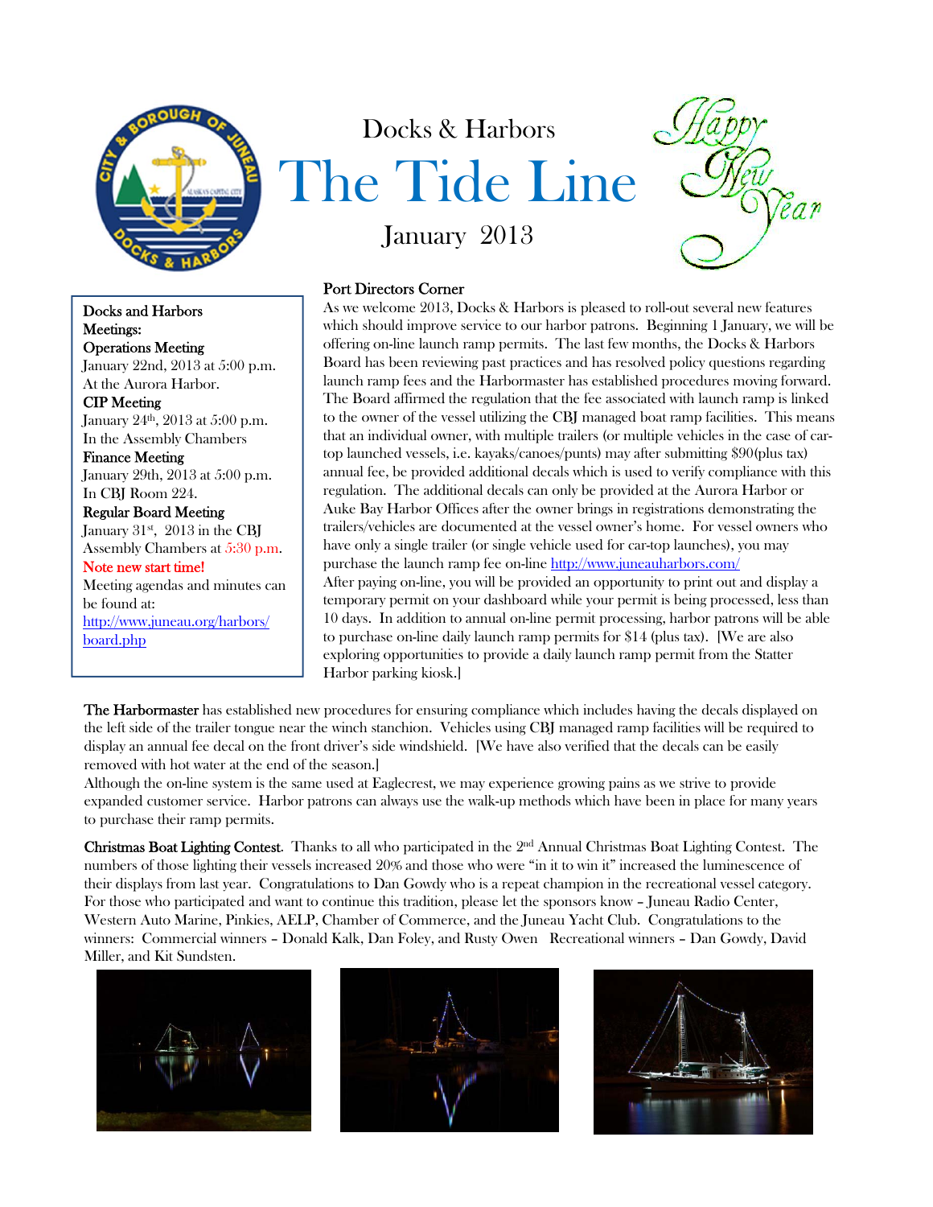Docks & Harbors

# The Tide Line

January 2013

Happy New Year

**Docks and Harbors Meetings:**

**Operations Meeting**
January 22nd, 2013 at 5:00 p.m.
At the Aurora Harbor.

**CIP Meeting**
January 24th, 2013 at 5:00 p.m.
In the Assembly Chambers

**Finance Meeting**
January 29th, 2013 at 5:00 p.m.
In CBJ Room 224.

**Regular Board Meeting**
January 31st, 2013 in the CBJ Assembly Chambers at 5:30 p.m.
Note new start time!

Meeting agendas and minutes can be found at:
http://www.juneau.org/harbors/board.php

## Port Directors Corner

As we welcome 2013, Docks & Harbors is pleased to roll-out several new features which should improve service to our harbor patrons. Beginning 1 January, we will be offering on-line launch ramp permits. The last few months, the Docks & Harbors Board has been reviewing past practices and has resolved policy questions regarding launch ramp fees and the Harbormaster has established procedures moving forward. The Board affirmed the regulation that the fee associated with launch ramp is linked to the owner of the vessel utilizing the CBJ managed boat ramp facilities. This means that an individual owner, with multiple trailers (or multiple vehicles in the case of car-top launched vessels, i.e. kayaks/canoes/punts) may after submitting $90(plus tax) annual fee, be provided additional decals which is used to verify compliance with this regulation. The additional decals can only be provided at the Aurora Harbor or Auke Bay Harbor Offices after the owner brings in registrations demonstrating the trailers/vehicles are documented at the vessel owner's home. For vessel owners who have only a single trailer (or single vehicle used for car-top launches), you may purchase the launch ramp fee on-line http://www.juneauharbors.com/
After paying on-line, you will be provided an opportunity to print out and display a temporary permit on your dashboard while your permit is being processed, less than 10 days. In addition to annual on-line permit processing, harbor patrons will be able to purchase on-line daily launch ramp permits for $14 (plus tax). [We are also exploring opportunities to provide a daily launch ramp permit from the Statter Harbor parking kiosk.]

**The Harbormaster** has established new procedures for ensuring compliance which includes having the decals displayed on the left side of the trailer tongue near the winch stanchion. Vehicles using CBJ managed ramp facilities will be required to display an annual fee decal on the front driver's side windshield. [We have also verified that the decals can be easily removed with hot water at the end of the season.]
Although the on-line system is the same used at Eaglecrest, we may experience growing pains as we strive to provide expanded customer service. Harbor patrons can always use the walk-up methods which have been in place for many years to purchase their ramp permits.

**Christmas Boat Lighting Contest.** Thanks to all who participated in the 2nd Annual Christmas Boat Lighting Contest. The numbers of those lighting their vessels increased 20% and those who were "in it to win it" increased the luminescence of their displays from last year. Congratulations to Dan Gowdy who is a repeat champion in the recreational vessel category. For those who participated and want to continue this tradition, please let the sponsors know – Juneau Radio Center, Western Auto Marine, Pinkies, AELP, Chamber of Commerce, and the Juneau Yacht Club. Congratulations to the winners: Commercial winners – Donald Kalk, Dan Foley, and Rusty Owen   Recreational winners – Dan Gowdy, David Miller, and Kit Sundsten.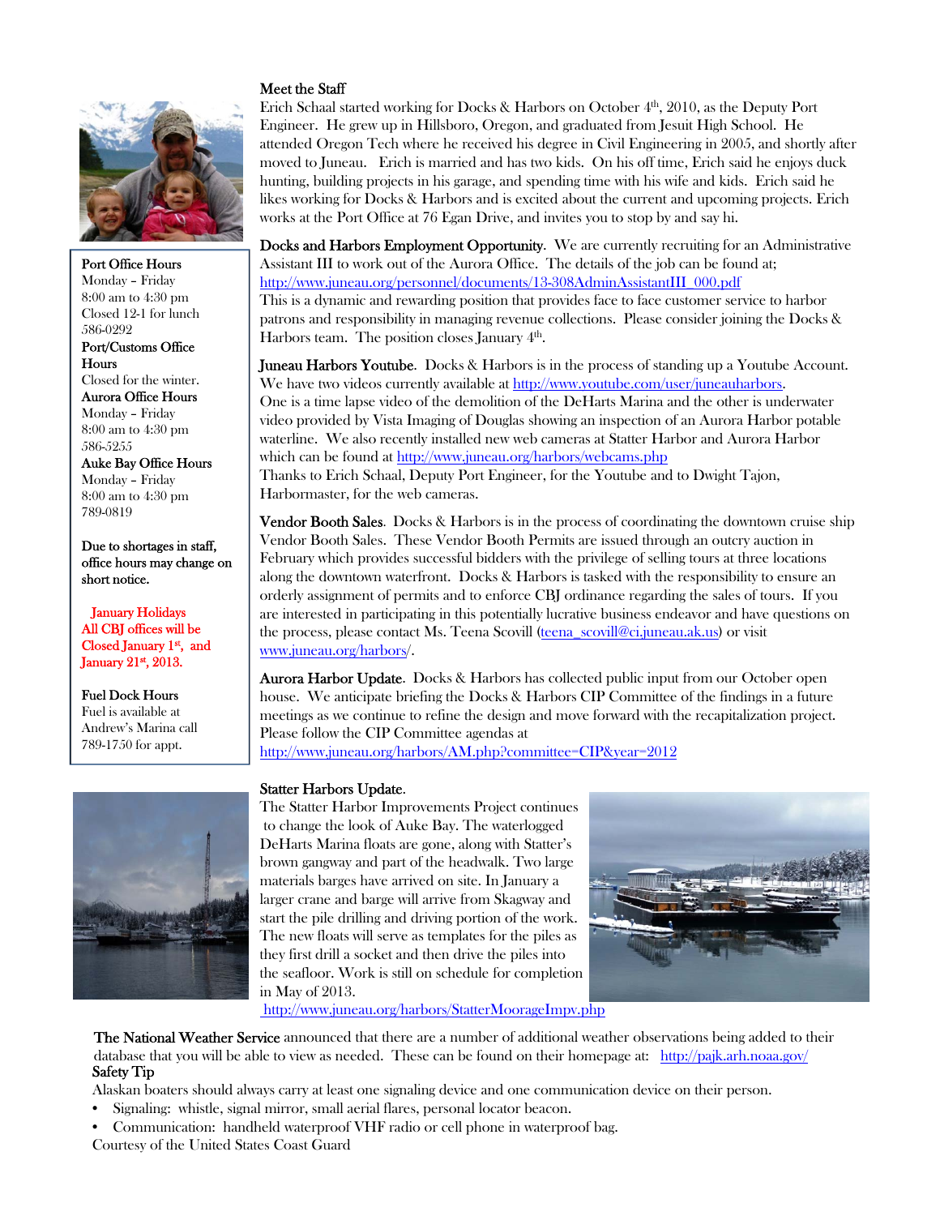## Meet the Staff

Erich Schaal started working for Docks & Harbors on October 4th, 2010, as the Deputy Port Engineer. He grew up in Hillsboro, Oregon, and graduated from Jesuit High School. He attended Oregon Tech where he received his degree in Civil Engineering in 2005, and shortly after moved to Juneau. Erich is married and has two kids. On his off time, Erich said he enjoys duck hunting, building projects in his garage, and spending time with his wife and kids. Erich said he likes working for Docks & Harbors and is excited about the current and upcoming projects. Erich works at the Port Office at 76 Egan Drive, and invites you to stop by and say hi.

**Port Office Hours**
Monday – Friday
8:00 am to 4:30 pm
Closed 12-1 for lunch
586-0292

**Port/Customs Office Hours**
Closed for the winter.

**Aurora Office Hours**
Monday – Friday
8:00 am to 4:30 pm
586-5255

**Auke Bay Office Hours**
Monday – Friday
8:00 am to 4:30 pm
789-0819

**Due to shortages in staff, office hours may change on short notice.**

**January Holidays**
**All CBJ offices will be Closed January 1st, and January 21st, 2013.**

**Fuel Dock Hours**
Fuel is available at Andrew's Marina call 789-1750 for appt.

**Docks and Harbors Employment Opportunity.** We are currently recruiting for an Administrative Assistant III to work out of the Aurora Office. The details of the job can be found at; http://www.juneau.org/personnel/documents/13-308AdminAssistantIII_000.pdf
This is a dynamic and rewarding position that provides face to face customer service to harbor patrons and responsibility in managing revenue collections. Please consider joining the Docks & Harbors team. The position closes January 4th.

**Juneau Harbors Youtube.** Docks & Harbors is in the process of standing up a Youtube Account. We have two videos currently available at http://www.youtube.com/user/juneauharbors.
One is a time lapse video of the demolition of the DeHarts Marina and the other is underwater video provided by Vista Imaging of Douglas showing an inspection of an Aurora Harbor potable waterline. We also recently installed new web cameras at Statter Harbor and Aurora Harbor which can be found at http://www.juneau.org/harbors/webcams.php
Thanks to Erich Schaal, Deputy Port Engineer, for the Youtube and to Dwight Tajon, Harbormaster, for the web cameras.

**Vendor Booth Sales.** Docks & Harbors is in the process of coordinating the downtown cruise ship Vendor Booth Sales. These Vendor Booth Permits are issued through an outcry auction in February which provides successful bidders with the privilege of selling tours at three locations along the downtown waterfront. Docks & Harbors is tasked with the responsibility to ensure an orderly assignment of permits and to enforce CBJ ordinance regarding the sales of tours. If you are interested in participating in this potentially lucrative business endeavor and have questions on the process, please contact Ms. Teena Scovill (teena_scovill@ci.juneau.ak.us) or visit www.juneau.org/harbors/.

**Aurora Harbor Update.** Docks & Harbors has collected public input from our October open house. We anticipate briefing the Docks & Harbors CIP Committee of the findings in a future meetings as we continue to refine the design and move forward with the recapitalization project. Please follow the CIP Committee agendas at
http://www.juneau.org/harbors/AM.php?committee=CIP&year=2012

**Statter Harbors Update.**
The Statter Harbor Improvements Project continues to change the look of Auke Bay. The waterlogged DeHarts Marina floats are gone, along with Statter's brown gangway and part of the headwalk. Two large materials barges have arrived on site. In January a larger crane and barge will arrive from Skagway and start the pile drilling and driving portion of the work. The new floats will serve as templates for the piles as they first drill a socket and then drive the piles into the seafloor. Work is still on schedule for completion in May of 2013.
http://www.juneau.org/harbors/StatterMoorageImpv.php

**The National Weather Service** announced that there are a number of additional weather observations being added to their database that you will be able to view as needed. These can be found on their homepage at: http://pajk.arh.noaa.gov/

**Safety Tip**
Alaskan boaters should always carry at least one signaling device and one communication device on their person.

- Signaling: whistle, signal mirror, small aerial flares, personal locator beacon.
- Communication: handheld waterproof VHF radio or cell phone in waterproof bag.

Courtesy of the United States Coast Guard